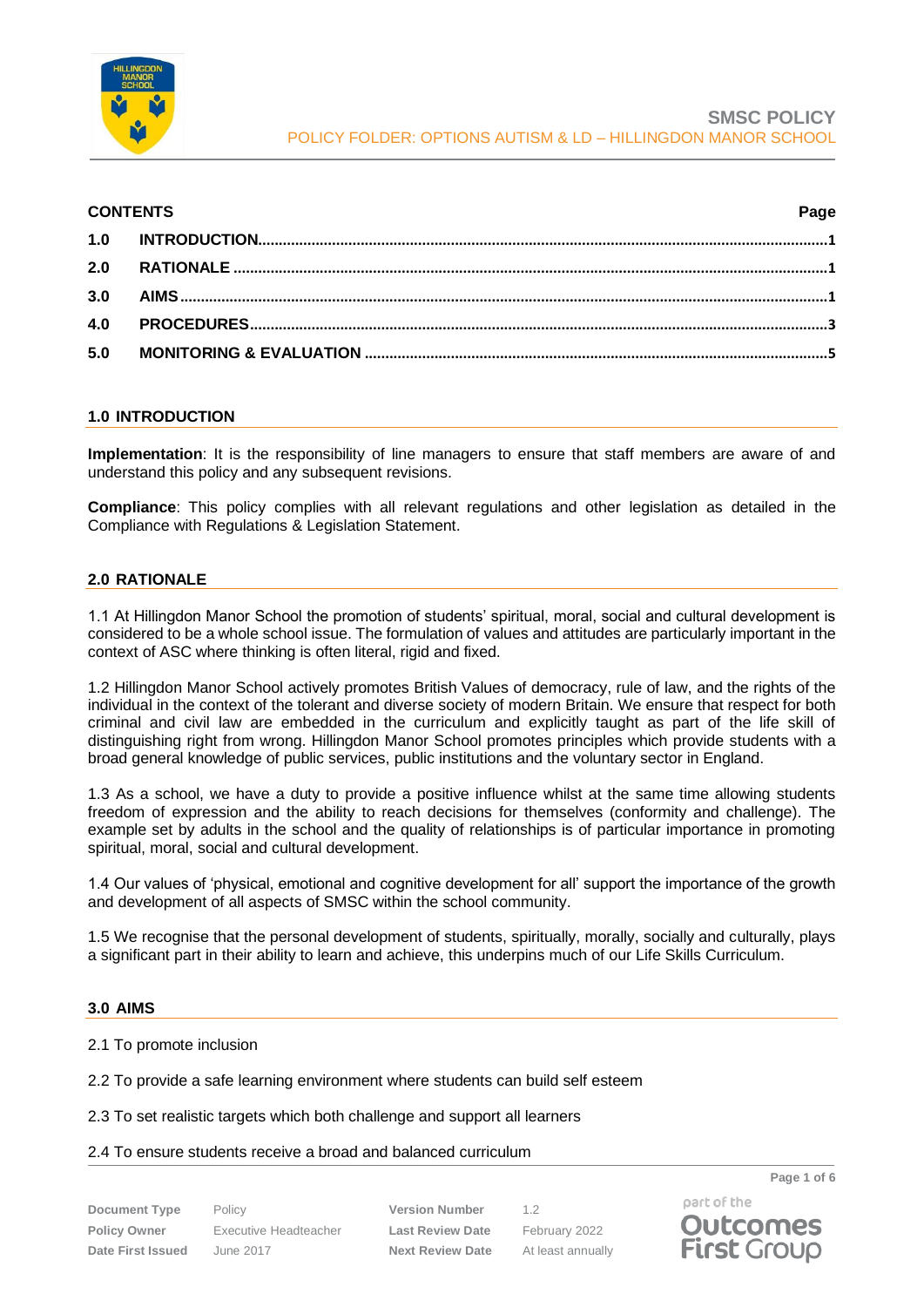**SMSC POLICY**

POLICY FOLDER: OPTIONS AUTISM & LD – HILLINGDON MANOR SCHOOL

| CONTENTS | | Page |
|---|---|---|
| 1.0 | INTRODUCTION | 1 |
| 2.0 | RATIONALE | 1 |
| 3.0 | AIMS | 1 |
| 4.0 | PROCEDURES | 3 |
| 5.0 | MONITORING & EVALUATION | 5 |

## 1.0 INTRODUCTION

**Implementation**: It is the responsibility of line managers to ensure that staff members are aware of and understand this policy and any subsequent revisions.

**Compliance**: This policy complies with all relevant regulations and other legislation as detailed in the Compliance with Regulations & Legislation Statement.

## 2.0 RATIONALE

1.1 At Hillingdon Manor School the promotion of students' spiritual, moral, social and cultural development is considered to be a whole school issue. The formulation of values and attitudes are particularly important in the context of ASC where thinking is often literal, rigid and fixed.

1.2 Hillingdon Manor School actively promotes British Values of democracy, rule of law, and the rights of the individual in the context of the tolerant and diverse society of modern Britain. We ensure that respect for both criminal and civil law are embedded in the curriculum and explicitly taught as part of the life skill of distinguishing right from wrong. Hillingdon Manor School promotes principles which provide students with a broad general knowledge of public services, public institutions and the voluntary sector in England.

1.3 As a school, we have a duty to provide a positive influence whilst at the same time allowing students freedom of expression and the ability to reach decisions for themselves (conformity and challenge). The example set by adults in the school and the quality of relationships is of particular importance in promoting spiritual, moral, social and cultural development.

1.4 Our values of 'physical, emotional and cognitive development for all' support the importance of the growth and development of all aspects of SMSC within the school community.

1.5 We recognise that the personal development of students, spiritually, morally, socially and culturally, plays a significant part in their ability to learn and achieve, this underpins much of our Life Skills Curriculum.

## 3.0 AIMS

2.1 To promote inclusion

2.2 To provide a safe learning environment where students can build self esteem

2.3 To set realistic targets which both challenge and support all learners

2.4 To ensure students receive a broad and balanced curriculum

| Document Type | Policy | Version Number | 1.2 |
|---|---|---|---|
| Policy Owner | Executive Headteacher | Last Review Date | February 2022 |
| Date First Issued | June 2017 | Next Review Date | At least annually |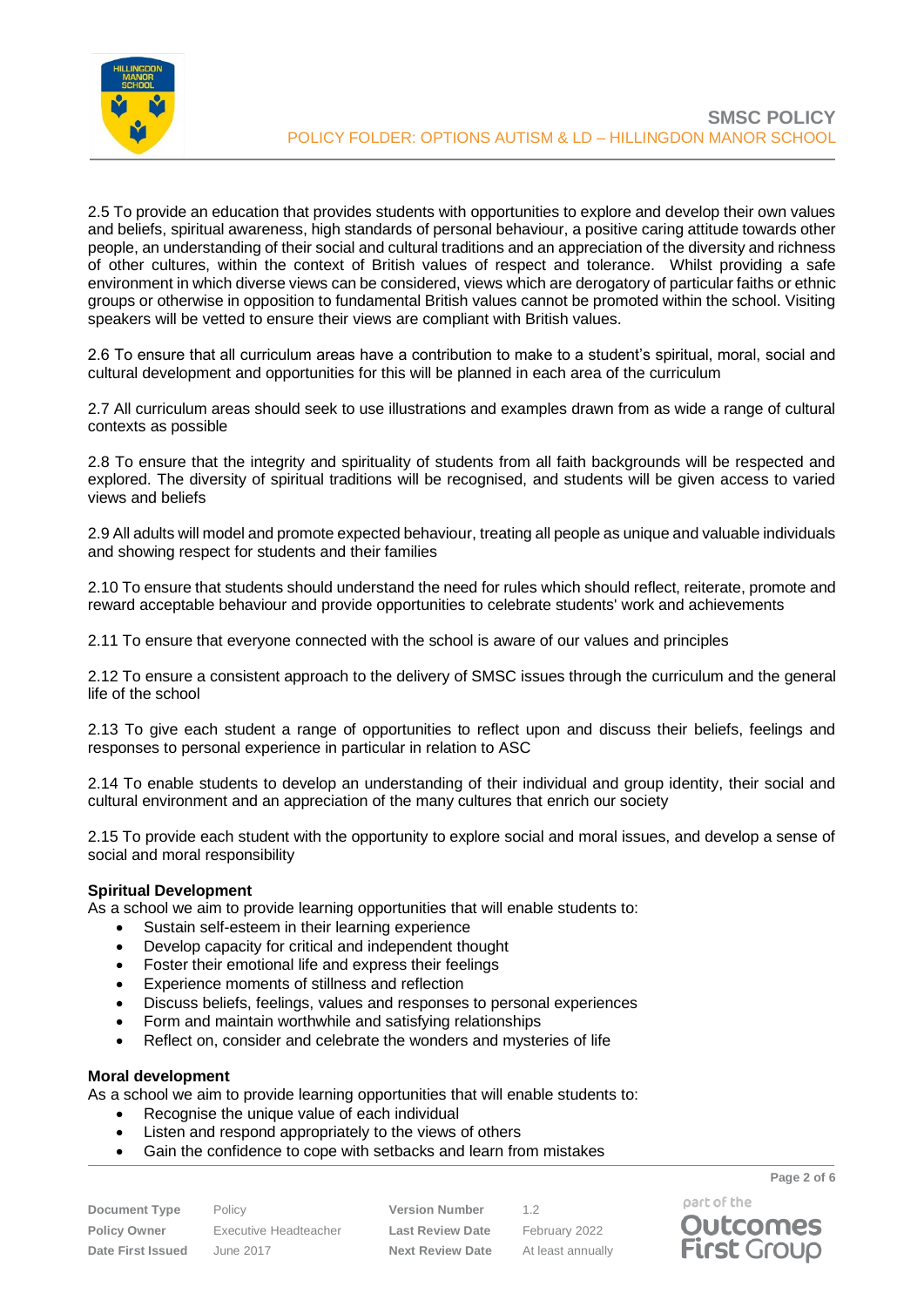2.5 To provide an education that provides students with opportunities to explore and develop their own values and beliefs, spiritual awareness, high standards of personal behaviour, a positive caring attitude towards other people, an understanding of their social and cultural traditions and an appreciation of the diversity and richness of other cultures, within the context of British values of respect and tolerance. Whilst providing a safe environment in which diverse views can be considered, views which are derogatory of particular faiths or ethnic groups or otherwise in opposition to fundamental British values cannot be promoted within the school. Visiting speakers will be vetted to ensure their views are compliant with British values.

2.6 To ensure that all curriculum areas have a contribution to make to a student's spiritual, moral, social and cultural development and opportunities for this will be planned in each area of the curriculum

2.7 All curriculum areas should seek to use illustrations and examples drawn from as wide a range of cultural contexts as possible

2.8 To ensure that the integrity and spirituality of students from all faith backgrounds will be respected and explored. The diversity of spiritual traditions will be recognised, and students will be given access to varied views and beliefs

2.9 All adults will model and promote expected behaviour, treating all people as unique and valuable individuals and showing respect for students and their families

2.10 To ensure that students should understand the need for rules which should reflect, reiterate, promote and reward acceptable behaviour and provide opportunities to celebrate students' work and achievements

2.11 To ensure that everyone connected with the school is aware of our values and principles

2.12 To ensure a consistent approach to the delivery of SMSC issues through the curriculum and the general life of the school

2.13 To give each student a range of opportunities to reflect upon and discuss their beliefs, feelings and responses to personal experience in particular in relation to ASC

2.14 To enable students to develop an understanding of their individual and group identity, their social and cultural environment and an appreciation of the many cultures that enrich our society

2.15 To provide each student with the opportunity to explore social and moral issues, and develop a sense of social and moral responsibility

**Spiritual Development**

As a school we aim to provide learning opportunities that will enable students to:

- Sustain self-esteem in their learning experience
- Develop capacity for critical and independent thought
- Foster their emotional life and express their feelings
- Experience moments of stillness and reflection
- Discuss beliefs, feelings, values and responses to personal experiences
- Form and maintain worthwhile and satisfying relationships
- Reflect on, consider and celebrate the wonders and mysteries of life

**Moral development**

As a school we aim to provide learning opportunities that will enable students to:

- Recognise the unique value of each individual
- Listen and respond appropriately to the views of others
- Gain the confidence to cope with setbacks and learn from mistakes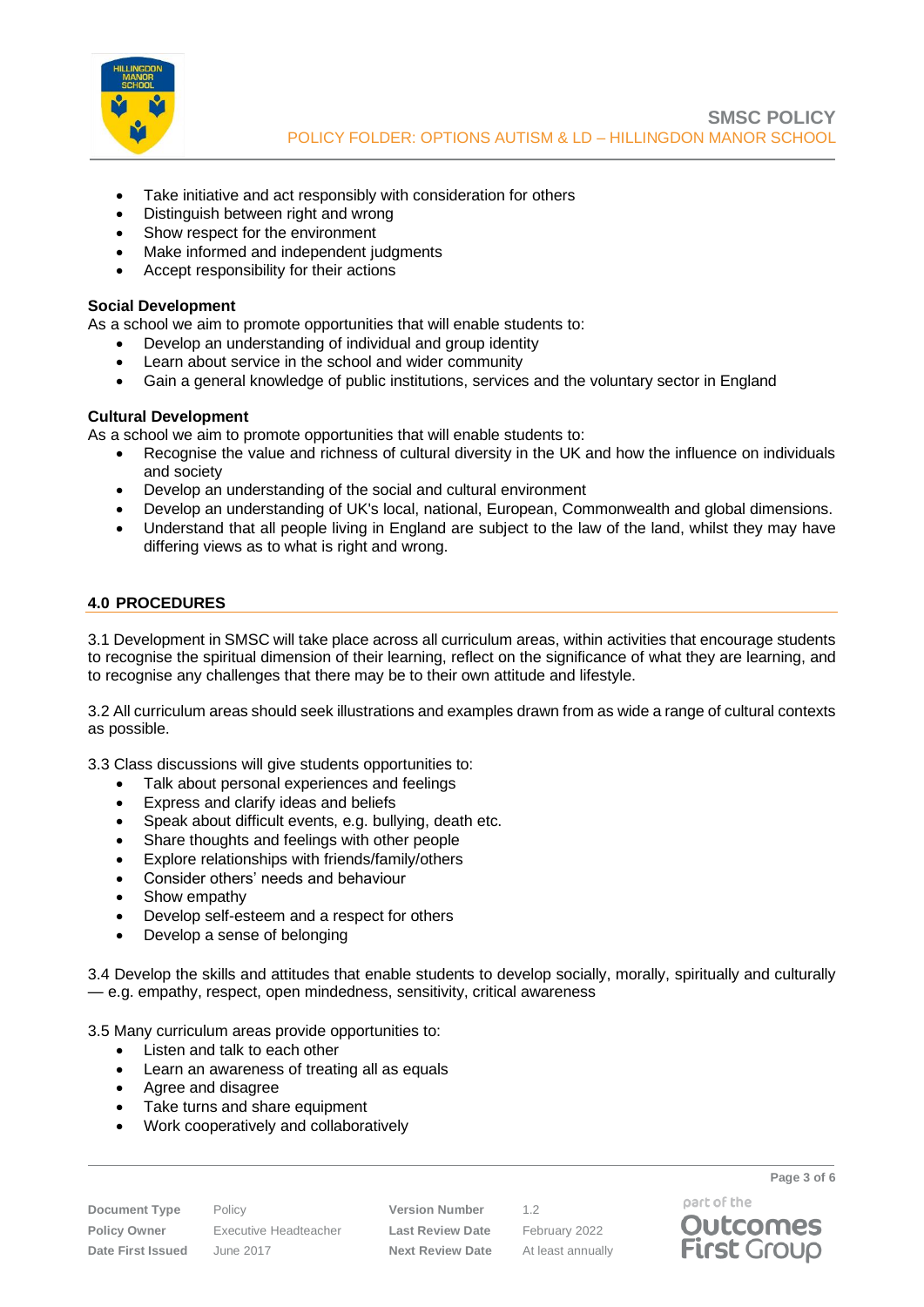- Take initiative and act responsibly with consideration for others
- Distinguish between right and wrong
- Show respect for the environment
- Make informed and independent judgments
- Accept responsibility for their actions

**Social Development**

As a school we aim to promote opportunities that will enable students to:

- Develop an understanding of individual and group identity
- Learn about service in the school and wider community
- Gain a general knowledge of public institutions, services and the voluntary sector in England

**Cultural Development**

As a school we aim to promote opportunities that will enable students to:

- Recognise the value and richness of cultural diversity in the UK and how the influence on individuals and society
- Develop an understanding of the social and cultural environment
- Develop an understanding of UK's local, national, European, Commonwealth and global dimensions.
- Understand that all people living in England are subject to the law of the land, whilst they may have differing views as to what is right and wrong.

## 4.0 PROCEDURES

3.1 Development in SMSC will take place across all curriculum areas, within activities that encourage students to recognise the spiritual dimension of their learning, reflect on the significance of what they are learning, and to recognise any challenges that there may be to their own attitude and lifestyle.

3.2 All curriculum areas should seek illustrations and examples drawn from as wide a range of cultural contexts as possible.

3.3 Class discussions will give students opportunities to:

- Talk about personal experiences and feelings
- Express and clarify ideas and beliefs
- Speak about difficult events, e.g. bullying, death etc.
- Share thoughts and feelings with other people
- Explore relationships with friends/family/others
- Consider others' needs and behaviour
- Show empathy
- Develop self-esteem and a respect for others
- Develop a sense of belonging

3.4 Develop the skills and attitudes that enable students to develop socially, morally, spiritually and culturally — e.g. empathy, respect, open mindedness, sensitivity, critical awareness

3.5 Many curriculum areas provide opportunities to:

- Listen and talk to each other
- Learn an awareness of treating all as equals
- Agree and disagree
- Take turns and share equipment
- Work cooperatively and collaboratively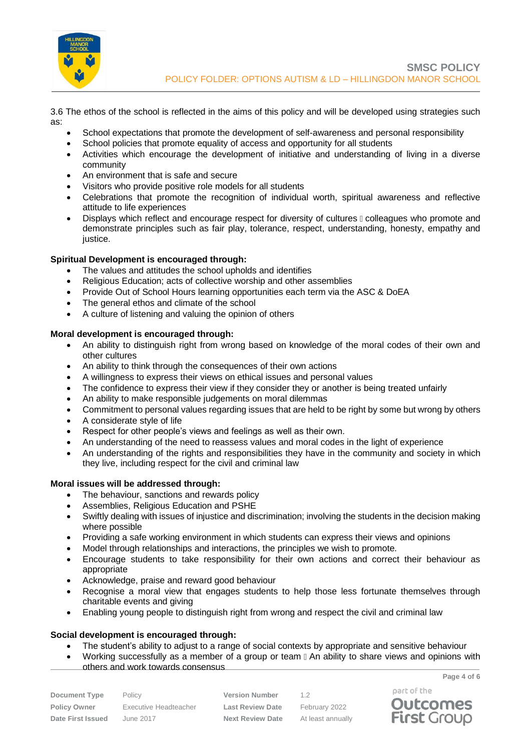3.6 The ethos of the school is reflected in the aims of this policy and will be developed using strategies such as:

- School expectations that promote the development of self-awareness and personal responsibility
- School policies that promote equality of access and opportunity for all students
- Activities which encourage the development of initiative and understanding of living in a diverse community
- An environment that is safe and secure
- Visitors who provide positive role models for all students
- Celebrations that promote the recognition of individual worth, spiritual awareness and reflective attitude to life experiences
- Displays which reflect and encourage respect for diversity of cultures  colleagues who promote and demonstrate principles such as fair play, tolerance, respect, understanding, honesty, empathy and justice.

**Spiritual Development is encouraged through:**

- The values and attitudes the school upholds and identifies
- Religious Education; acts of collective worship and other assemblies
- Provide Out of School Hours learning opportunities each term via the ASC & DoEA
- The general ethos and climate of the school
- A culture of listening and valuing the opinion of others

**Moral development is encouraged through:**

- An ability to distinguish right from wrong based on knowledge of the moral codes of their own and other cultures
- An ability to think through the consequences of their own actions
- A willingness to express their views on ethical issues and personal values
- The confidence to express their view if they consider they or another is being treated unfairly
- An ability to make responsible judgements on moral dilemmas
- Commitment to personal values regarding issues that are held to be right by some but wrong by others
- A considerate style of life
- Respect for other people's views and feelings as well as their own.
- An understanding of the need to reassess values and moral codes in the light of experience
- An understanding of the rights and responsibilities they have in the community and society in which they live, including respect for the civil and criminal law

**Moral issues will be addressed through:**

- The behaviour, sanctions and rewards policy
- Assemblies, Religious Education and PSHE
- Swiftly dealing with issues of injustice and discrimination; involving the students in the decision making where possible
- Providing a safe working environment in which students can express their views and opinions
- Model through relationships and interactions, the principles we wish to promote.
- Encourage students to take responsibility for their own actions and correct their behaviour as appropriate
- Acknowledge, praise and reward good behaviour
- Recognise a moral view that engages students to help those less fortunate themselves through charitable events and giving
- Enabling young people to distinguish right from wrong and respect the civil and criminal law

**Social development is encouraged through:**

- The student's ability to adjust to a range of social contexts by appropriate and sensitive behaviour
- Working successfully as a member of a group or team  An ability to share views and opinions with others and work towards consensus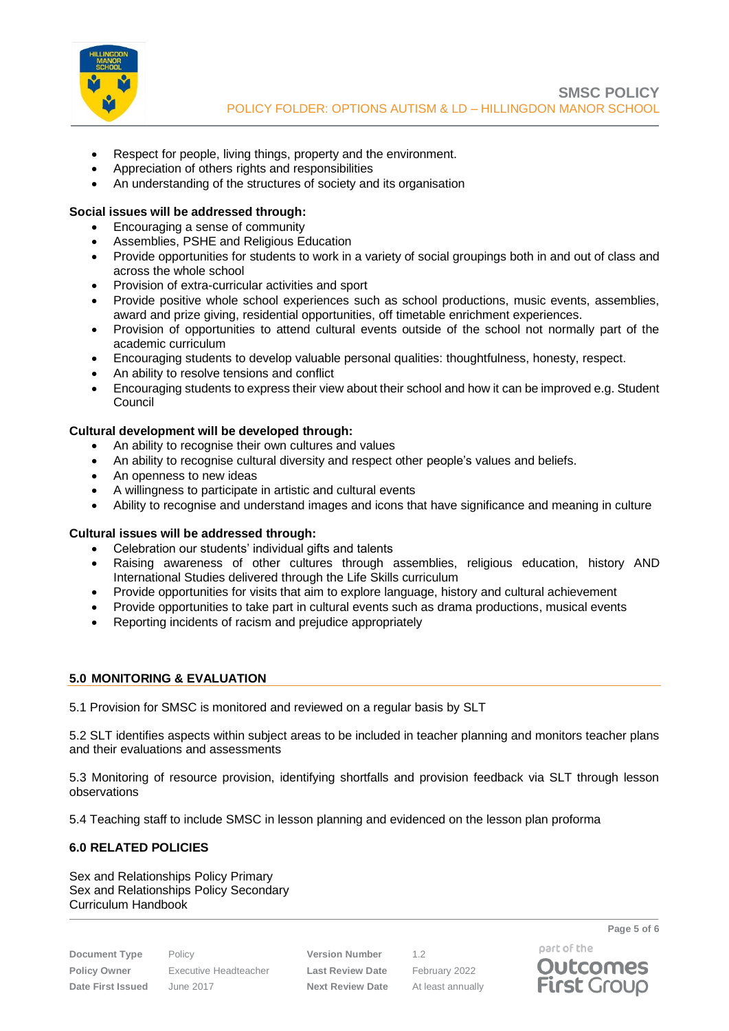- Respect for people, living things, property and the environment.
- Appreciation of others rights and responsibilities
- An understanding of the structures of society and its organisation

**Social issues will be addressed through:**

- Encouraging a sense of community
- Assemblies, PSHE and Religious Education
- Provide opportunities for students to work in a variety of social groupings both in and out of class and across the whole school
- Provision of extra-curricular activities and sport
- Provide positive whole school experiences such as school productions, music events, assemblies, award and prize giving, residential opportunities, off timetable enrichment experiences.
- Provision of opportunities to attend cultural events outside of the school not normally part of the academic curriculum
- Encouraging students to develop valuable personal qualities: thoughtfulness, honesty, respect.
- An ability to resolve tensions and conflict
- Encouraging students to express their view about their school and how it can be improved e.g. Student Council

**Cultural development will be developed through:**

- An ability to recognise their own cultures and values
- An ability to recognise cultural diversity and respect other people's values and beliefs.
- An openness to new ideas
- A willingness to participate in artistic and cultural events
- Ability to recognise and understand images and icons that have significance and meaning in culture

**Cultural issues will be addressed through:**

- Celebration our students' individual gifts and talents
- Raising awareness of other cultures through assemblies, religious education, history AND International Studies delivered through the Life Skills curriculum
- Provide opportunities for visits that aim to explore language, history and cultural achievement
- Provide opportunities to take part in cultural events such as drama productions, musical events
- Reporting incidents of racism and prejudice appropriately

## 5.0 MONITORING & EVALUATION

5.1 Provision for SMSC is monitored and reviewed on a regular basis by SLT

5.2 SLT identifies aspects within subject areas to be included in teacher planning and monitors teacher plans and their evaluations and assessments

5.3 Monitoring of resource provision, identifying shortfalls and provision feedback via SLT through lesson observations

5.4 Teaching staff to include SMSC in lesson planning and evidenced on the lesson plan proforma

## 6.0 RELATED POLICIES

Sex and Relationships Policy Primary
Sex and Relationships Policy Secondary
Curriculum Handbook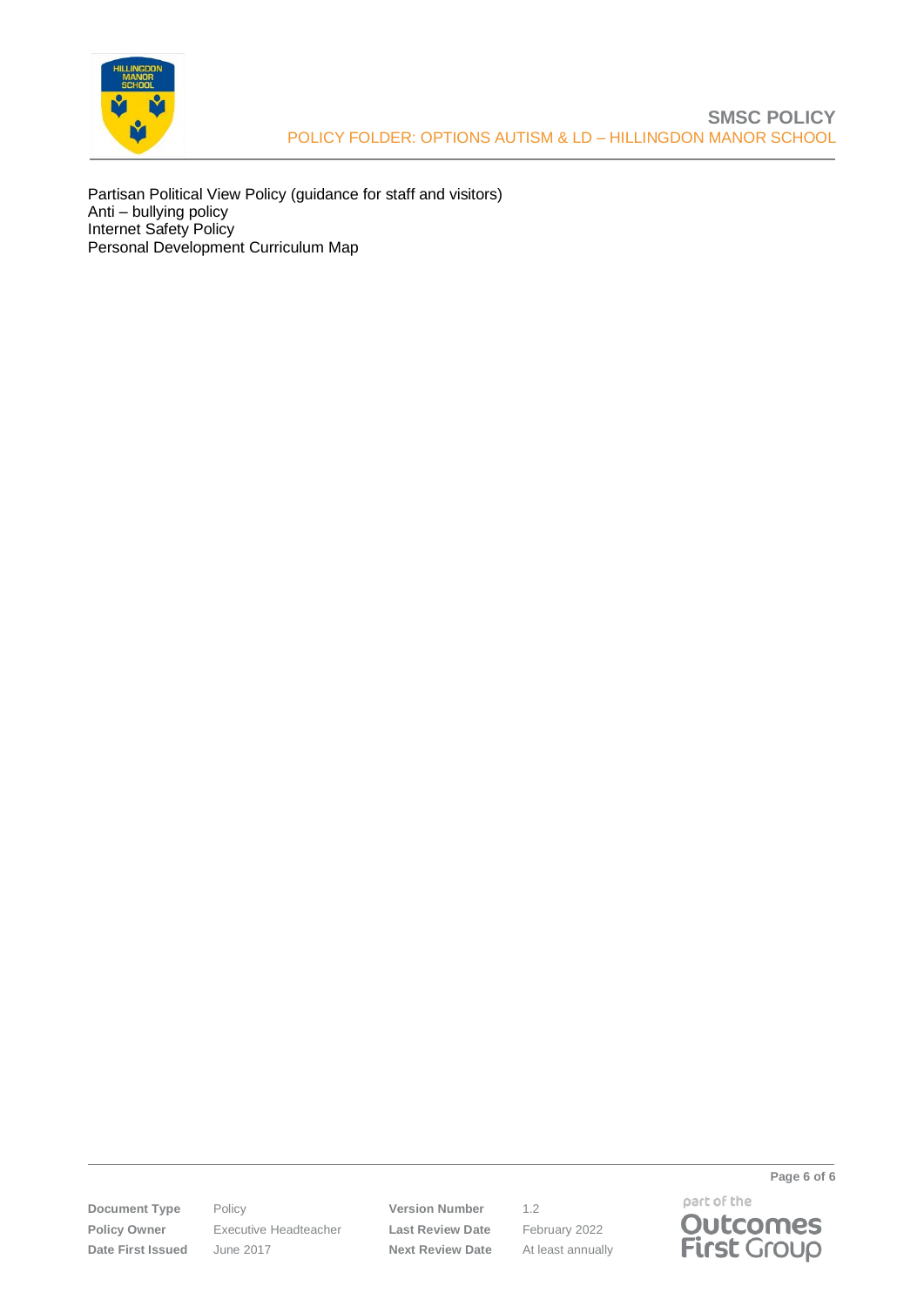Partisan Political View Policy (guidance for staff and visitors)
Anti – bullying policy
Internet Safety Policy
Personal Development Curriculum Map